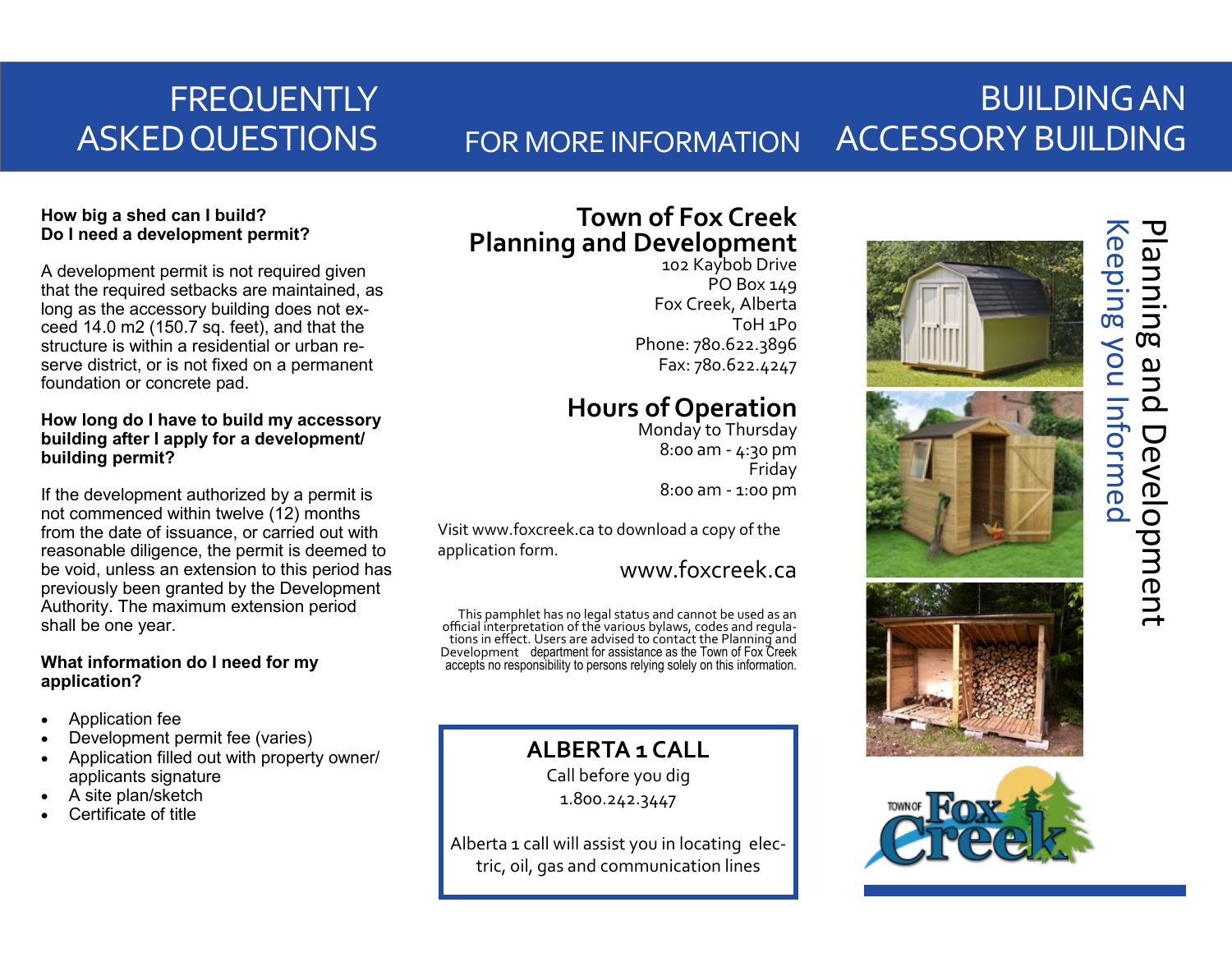# FREQUENTLY ASKED QUESTIONS

**How big a shed can I build?**
**Do I need a development permit?**

A development permit is not required given that the required setbacks are maintained, as long as the accessory building does not exceed 14.0 m2 (150.7 sq. feet), and that the structure is within a residential or urban reserve district, or is not fixed on a permanent foundation or concrete pad.

**How long do I have to build my accessory building after I apply for a development/ building permit?**

If the development authorized by a permit is not commenced within twelve (12) months from the date of issuance, or carried out with reasonable diligence, the permit is deemed to be void, unless an extension to this period has previously been granted by the Development Authority. The maximum extension period shall be one year.

**What information do I need for my application?**

- Application fee
- Development permit fee (varies)
- Application filled out with property owner/ applicants signature
- A site plan/sketch
- Certificate of title

# FOR MORE INFORMATION

## Town of Fox Creek Planning and Development

102 Kaybob Drive
PO Box 149
Fox Creek, Alberta
T0H 1P0
Phone: 780.622.3896
Fax: 780.622.4247

## Hours of Operation

Monday to Thursday
8:00 am - 4:30 pm
Friday
8:00 am - 1:00 pm

Visit www.foxcreek.ca to download a copy of the application form.

www.foxcreek.ca

This pamphlet has no legal status and cannot be used as an official interpretation of the various bylaws, codes and regulations in effect. Users are advised to contact the Planning and Development department for assistance as the Town of Fox Creek accepts no responsibility to persons relying solely on this information.

**ALBERTA 1 CALL**

Call before you dig
1.800.242.3447

Alberta 1 call will assist you in locating electric, oil, gas and communication lines

# BUILDING AN ACCESSORY BUILDING

Planning and Development
Keeping you Informed

TOWN OF Fox Creek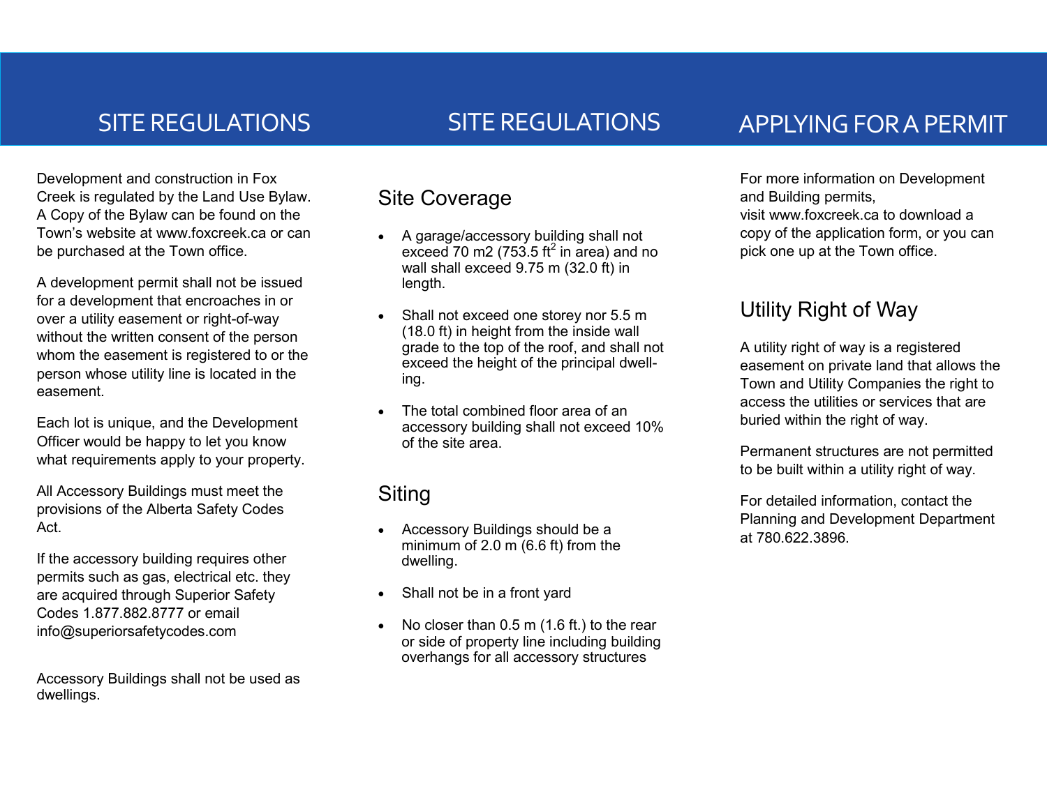# SITE REGULATIONS

Development and construction in Fox Creek is regulated by the Land Use Bylaw. A Copy of the Bylaw can be found on the Town's website at www.foxcreek.ca or can be purchased at the Town office.

A development permit shall not be issued for a development that encroaches in or over a utility easement or right-of-way without the written consent of the person whom the easement is registered to or the person whose utility line is located in the easement.

Each lot is unique, and the Development Officer would be happy to let you know what requirements apply to your property.

All Accessory Buildings must meet the provisions of the Alberta Safety Codes Act.

If the accessory building requires other permits such as gas, electrical etc. they are acquired through Superior Safety Codes 1.877.882.8777 or email info@superiorsafetycodes.com

Accessory Buildings shall not be used as dwellings.

# SITE REGULATIONS

## Site Coverage

- A garage/accessory building shall not exceed 70 m2 (753.5 $ft^2$ in area) and no wall shall exceed 9.75 m (32.0 ft) in length.
- Shall not exceed one storey nor 5.5 m (18.0 ft) in height from the inside wall grade to the top of the roof, and shall not exceed the height of the principal dwelling.
- The total combined floor area of an accessory building shall not exceed 10% of the site area.

## Siting

- Accessory Buildings should be a minimum of 2.0 m (6.6 ft) from the dwelling.
- Shall not be in a front yard
- No closer than 0.5 m (1.6 ft.) to the rear or side of property line including building overhangs for all accessory structures

# APPLYING FOR A PERMIT

For more information on Development and Building permits, visit www.foxcreek.ca to download a copy of the application form, or you can pick one up at the Town office.

## Utility Right of Way

A utility right of way is a registered easement on private land that allows the Town and Utility Companies the right to access the utilities or services that are buried within the right of way.

Permanent structures are not permitted to be built within a utility right of way.

For detailed information, contact the Planning and Development Department at 780.622.3896.